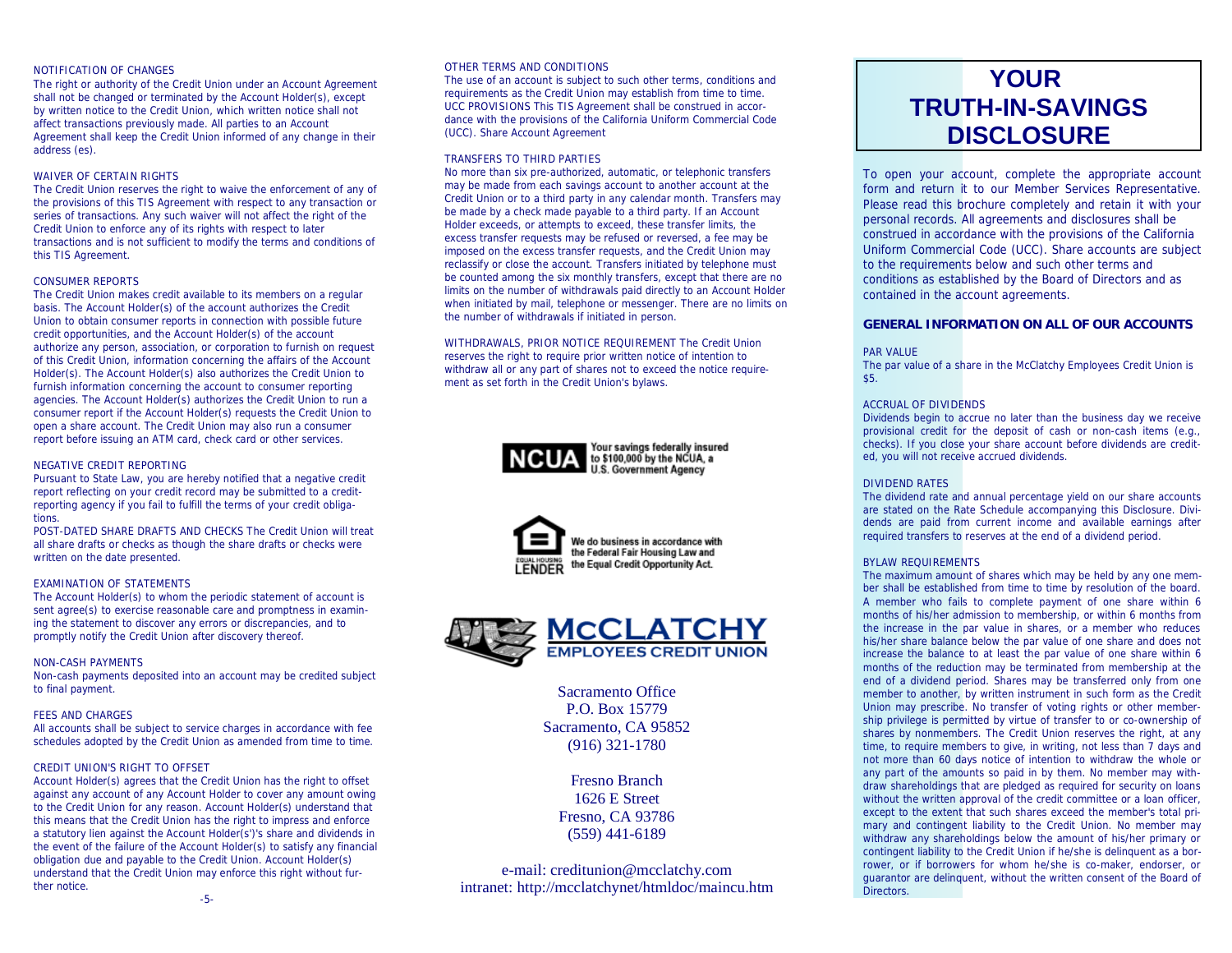NOTIFICATION OF CHANGES

The right or authority of the Credit Union under an Account Agreement shall not be changed or terminated by the Account Holder(s), except by written notice to the Credit Union, which written notice shall not affect transactions previously made. All parties to an Account Agreement shall keep the Credit Union informed of any change in their address (es).

WAIVER OF CERTAIN RIGHTS

The Credit Union reserves the right to waive the enforcement of any of the provisions of this TIS Agreement with respect to any transaction or series of transactions. Any such waiver will not affect the right of the Credit Union to enforce any of its rights with respect to later transactions and is not sufficient to modify the terms and conditions of this TIS Agreement.

CONSUMER REPORTS

The Credit Union makes credit available to its members on a regular basis. The Account Holder(s) of the account authorizes the Credit Union to obtain consumer reports in connection with possible future credit opportunities, and the Account Holder(s) of the account authorize any person, association, or corporation to furnish on request of this Credit Union, information concerning the affairs of the Account Holder(s). The Account Holder(s) also authorizes the Credit Union to furnish information concerning the account to consumer reporting agencies. The Account Holder(s) authorizes the Credit Union to run a consumer report if the Account Holder(s) requests the Credit Union to open a share account. The Credit Union may also run a consumer report before issuing an ATM card, check card or other services.

NEGATIVE CREDIT REPORTING

Pursuant to State Law, you are hereby notified that a negative credit report reflecting on your credit record may be submitted to a credit-reporting agency if you fail to fulfill the terms of your credit obligations.

POST-DATED SHARE DRAFTS AND CHECKS The Credit Union will treat all share drafts or checks as though the share drafts or checks were written on the date presented.

EXAMINATION OF STATEMENTS

The Account Holder(s) to whom the periodic statement of account is sent agree(s) to exercise reasonable care and promptness in examining the statement to discover any errors or discrepancies, and to promptly notify the Credit Union after discovery thereof.

NON-CASH PAYMENTS

Non-cash payments deposited into an account may be credited subject to final payment.

FEES AND CHARGES

All accounts shall be subject to service charges in accordance with fee schedules adopted by the Credit Union as amended from time to time.

CREDIT UNION'S RIGHT TO OFFSET

Account Holder(s) agrees that the Credit Union has the right to offset against any account of any Account Holder to cover any amount owing to the Credit Union for any reason. Account Holder(s) understand that this means that the Credit Union has the right to impress and enforce a statutory lien against the Account Holder(s')'s share and dividends in the event of the failure of the Account Holder(s) to satisfy any financial obligation due and payable to the Credit Union. Account Holder(s) understand that the Credit Union may enforce this right without further notice.

OTHER TERMS AND CONDITIONS

The use of an account is subject to such other terms, conditions and requirements as the Credit Union may establish from time to time. UCC PROVISIONS This TIS Agreement shall be construed in accordance with the provisions of the California Uniform Commercial Code (UCC). Share Account Agreement

TRANSFERS TO THIRD PARTIES

No more than six pre-authorized, automatic, or telephonic transfers may be made from each savings account to another account at the Credit Union or to a third party in any calendar month. Transfers may be made by a check made payable to a third party. If an Account Holder exceeds, or attempts to exceed, these transfer limits, the excess transfer requests may be refused or reversed, a fee may be imposed on the excess transfer requests, and the Credit Union may reclassify or close the account. Transfers initiated by telephone must be counted among the six monthly transfers, except that there are no limits on the number of withdrawals paid directly to an Account Holder when initiated by mail, telephone or messenger. There are no limits on the number of withdrawals if initiated in person.

WITHDRAWALS, PRIOR NOTICE REQUIREMENT The Credit Union reserves the right to require prior written notice of intention to withdraw all or any part of shares not to exceed the notice requirement as set forth in the Credit Union's bylaws.

NCUA — Your savings federally insured to $100,000 by the NCUA, a U.S. Government Agency

EQUAL HOUSING LENDER — We do business in accordance with the Federal Fair Housing Law and the Equal Credit Opportunity Act.

McCLATCHY EMPLOYEES CREDIT UNION

Sacramento Office
P.O. Box 15779
Sacramento, CA 95852
(916) 321-1780

Fresno Branch
1626 E Street
Fresno, CA 93786
(559) 441-6189

e-mail: creditunion@mcclatchy.com
intranet: http://mcclatchynet/htmldoc/maincu.htm

# YOUR TRUTH-IN-SAVINGS DISCLOSURE

To open your account, complete the appropriate account form and return it to our Member Services Representative. Please read this brochure completely and retain it with your personal records. All agreements and disclosures shall be construed in accordance with the provisions of the California Uniform Commercial Code (UCC). Share accounts are subject to the requirements below and such other terms and conditions as established by the Board of Directors and as contained in the account agreements.

## GENERAL INFORMATION ON ALL OF OUR ACCOUNTS

PAR VALUE

The par value of a share in the McClatchy Employees Credit Union is $5.

ACCRUAL OF DIVIDENDS

Dividends begin to accrue no later than the business day we receive provisional credit for the deposit of cash or non-cash items (e.g., checks). If you close your share account before dividends are credited, you will not receive accrued dividends.

DIVIDEND RATES

The dividend rate and annual percentage yield on our share accounts are stated on the Rate Schedule accompanying this Disclosure. Dividends are paid from current income and available earnings after required transfers to reserves at the end of a dividend period.

BYLAW REQUIREMENTS

The maximum amount of shares which may be held by any one member shall be established from time to time by resolution of the board. A member who fails to complete payment of one share within 6 months of his/her admission to membership, or within 6 months from the increase in the par value in shares, or a member who reduces his/her share balance below the par value of one share and does not increase the balance to at least the par value of one share within 6 months of the reduction may be terminated from membership at the end of a dividend period. Shares may be transferred only from one member to another, by written instrument in such form as the Credit Union may prescribe. No transfer of voting rights or other membership privilege is permitted by virtue of transfer to or co-ownership of shares by nonmembers. The Credit Union reserves the right, at any time, to require members to give, in writing, not less than 7 days and not more than 60 days notice of intention to withdraw the whole or any part of the amounts so paid in by them. No member may withdraw shareholdings that are pledged as required for security on loans without the written approval of the credit committee or a loan officer, except to the extent that such shares exceed the member's total primary and contingent liability to the Credit Union. No member may withdraw any shareholdings below the amount of his/her primary or contingent liability to the Credit Union if he/she is delinquent as a borrower, or if borrowers for whom he/she is co-maker, endorser, or guarantor are delinquent, without the written consent of the Board of Directors.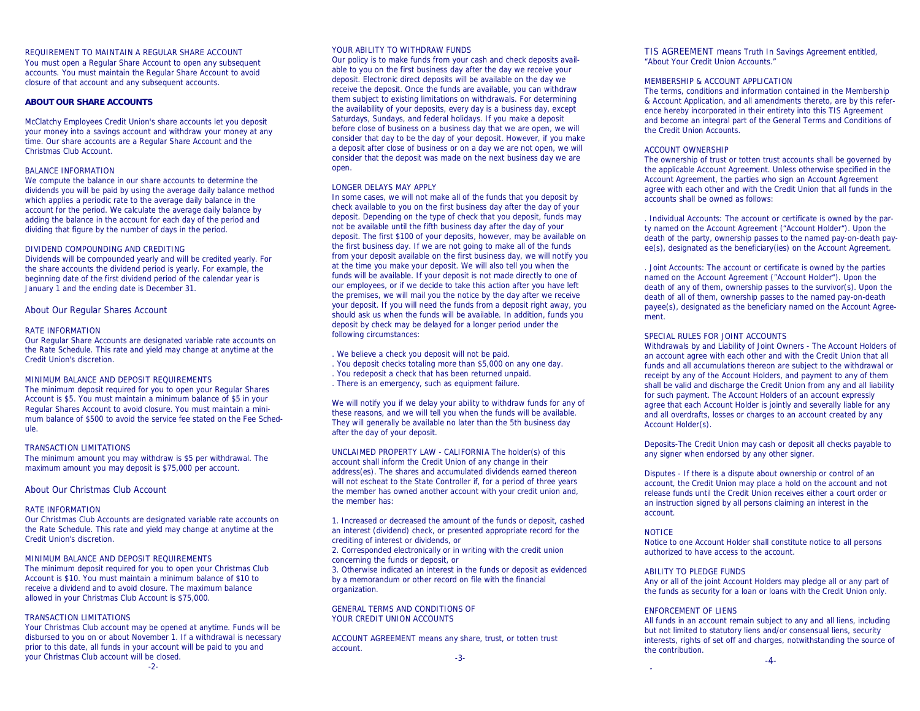REQUIREMENT TO MAINTAIN A REGULAR SHARE ACCOUNT
You must open a Regular Share Account to open any subsequent accounts. You must maintain the Regular Share Account to avoid closure of that account and any subsequent accounts.

**ABOUT OUR SHARE ACCOUNTS**

McClatchy Employees Credit Union's share accounts let you deposit your money into a savings account and withdraw your money at any time. Our share accounts are a Regular Share Account and the Christmas Club Account.

BALANCE INFORMATION
We compute the balance in our share accounts to determine the dividends you will be paid by using the average daily balance method which applies a periodic rate to the average daily balance in the account for the period. We calculate the average daily balance by adding the balance in the account for each day of the period and dividing that figure by the number of days in the period.

DIVIDEND COMPOUNDING AND CREDITING
Dividends will be compounded yearly and will be credited yearly. For the share accounts the dividend period is yearly. For example, the beginning date of the first dividend period of the calendar year is January 1 and the ending date is December 31.

## About Our Regular Shares Account

RATE INFORMATION
Our Regular Share Accounts are designated variable rate accounts on the Rate Schedule. This rate and yield may change at anytime at the Credit Union's discretion.

MINIMUM BALANCE AND DEPOSIT REQUIREMENTS
The minimum deposit required for you to open your Regular Shares Account is $5. You must maintain a minimum balance of $5 in your Regular Shares Account to avoid closure. You must maintain a minimum balance of $500 to avoid the service fee stated on the Fee Schedule.

TRANSACTION LIMITATIONS
The minimum amount you may withdraw is $5 per withdrawal. The maximum amount you may deposit is $75,000 per account.

## About Our Christmas Club Account

RATE INFORMATION
Our Christmas Club Accounts are designated variable rate accounts on the Rate Schedule. This rate and yield may change at anytime at the Credit Union's discretion.

MINIMUM BALANCE AND DEPOSIT REQUIREMENTS
The minimum deposit required for you to open your Christmas Club Account is $10. You must maintain a minimum balance of $10 to receive a dividend and to avoid closure. The maximum balance allowed in your Christmas Club Account is $75,000.

TRANSACTION LIMITATIONS
Your Christmas Club account may be opened at anytime. Funds will be disbursed to you on or about November 1. If a withdrawal is necessary prior to this date, all funds in your account will be paid to you and your Christmas Club account will be closed.

YOUR ABILITY TO WITHDRAW FUNDS
Our policy is to make funds from your cash and check deposits available to you on the first business day after the day we receive your deposit. Electronic direct deposits will be available on the day we receive the deposit. Once the funds are available, you can withdraw them subject to existing limitations on withdrawals. For determining the availability of your deposits, every day is a business day, except Saturdays, Sundays, and federal holidays. If you make a deposit before close of business on a business day that we are open, we will consider that day to be the day of your deposit. However, if you make a deposit after close of business or on a day we are not open, we will consider that the deposit was made on the next business day we are open.

LONGER DELAYS MAY APPLY
In some cases, we will not make all of the funds that you deposit by check available to you on the first business day after the day of your deposit. Depending on the type of check that you deposit, funds may not be available until the fifth business day after the day of your deposit. The first $100 of your deposits, however, may be available on the first business day. If we are not going to make all of the funds from your deposit available on the first business day, we will notify you at the time you make your deposit. We will also tell you when the funds will be available. If your deposit is not made directly to one of our employees, or if we decide to take this action after you have left the premises, we will mail you the notice by the day after we receive your deposit. If you will need the funds from a deposit right away, you should ask us when the funds will be available. In addition, funds you deposit by check may be delayed for a longer period under the following circumstances:

. We believe a check you deposit will not be paid.
. You deposit checks totaling more than $5,000 on any one day.
. You redeposit a check that has been returned unpaid.
. There is an emergency, such as equipment failure.

We will notify you if we delay your ability to withdraw funds for any of these reasons, and we will tell you when the funds will be available. They will generally be available no later than the 5th business day after the day of your deposit.

UNCLAIMED PROPERTY LAW - CALIFORNIA The holder(s) of this account shall inform the Credit Union of any change in their address(es). The shares and accumulated dividends earned thereon will not escheat to the State Controller if, for a period of three years the member has owned another account with your credit union and, the member has:

1. Increased or decreased the amount of the funds or deposit, cashed an interest (dividend) check, or presented appropriate record for the crediting of interest or dividends, or
2. Corresponded electronically or in writing with the credit union concerning the funds or deposit, or
3. Otherwise indicated an interest in the funds or deposit as evidenced by a memorandum or other record on file with the financial organization.

GENERAL TERMS AND CONDITIONS OF
YOUR CREDIT UNION ACCOUNTS

ACCOUNT AGREEMENT means any share, trust, or totten trust account.

TIS AGREEMENT means Truth In Savings Agreement entitled, "About Your Credit Union Accounts."

MEMBERSHIP & ACCOUNT APPLICATION
The terms, conditions and information contained in the Membership & Account Application, and all amendments thereto, are by this reference hereby incorporated in their entirety into this TIS Agreement and become an integral part of the General Terms and Conditions of the Credit Union Accounts.

ACCOUNT OWNERSHIP
The ownership of trust or totten trust accounts shall be governed by the applicable Account Agreement. Unless otherwise specified in the Account Agreement, the parties who sign an Account Agreement agree with each other and with the Credit Union that all funds in the accounts shall be owned as follows:

. Individual Accounts: The account or certificate is owned by the party named on the Account Agreement ("Account Holder"). Upon the death of the party, ownership passes to the named pay-on-death payee(s), designated as the beneficiary(ies) on the Account Agreement.

. Joint Accounts: The account or certificate is owned by the parties named on the Account Agreement ("Account Holder"). Upon the death of any of them, ownership passes to the survivor(s). Upon the death of all of them, ownership passes to the named pay-on-death payee(s), designated as the beneficiary named on the Account Agreement.

SPECIAL RULES FOR JOINT ACCOUNTS
Withdrawals by and Liability of Joint Owners - The Account Holders of an account agree with each other and with the Credit Union that all funds and all accumulations thereon are subject to the withdrawal or receipt by any of the Account Holders, and payment to any of them shall be valid and discharge the Credit Union from any and all liability for such payment. The Account Holders of an account expressly agree that each Account Holder is jointly and severally liable for any and all overdrafts, losses or charges to an account created by any Account Holder(s).

Deposits-The Credit Union may cash or deposit all checks payable to any signer when endorsed by any other signer.

Disputes - If there is a dispute about ownership or control of an account, the Credit Union may place a hold on the account and not release funds until the Credit Union receives either a court order or an instruction signed by all persons claiming an interest in the account.

NOTICE
Notice to one Account Holder shall constitute notice to all persons authorized to have access to the account.

ABILITY TO PLEDGE FUNDS
Any or all of the joint Account Holders may pledge all or any part of the funds as security for a loan or loans with the Credit Union only.

ENFORCEMENT OF LIENS
All funds in an account remain subject to any and all liens, including but not limited to statutory liens and/or consensual liens, security interests, rights of set off and charges, notwithstanding the source of the contribution.